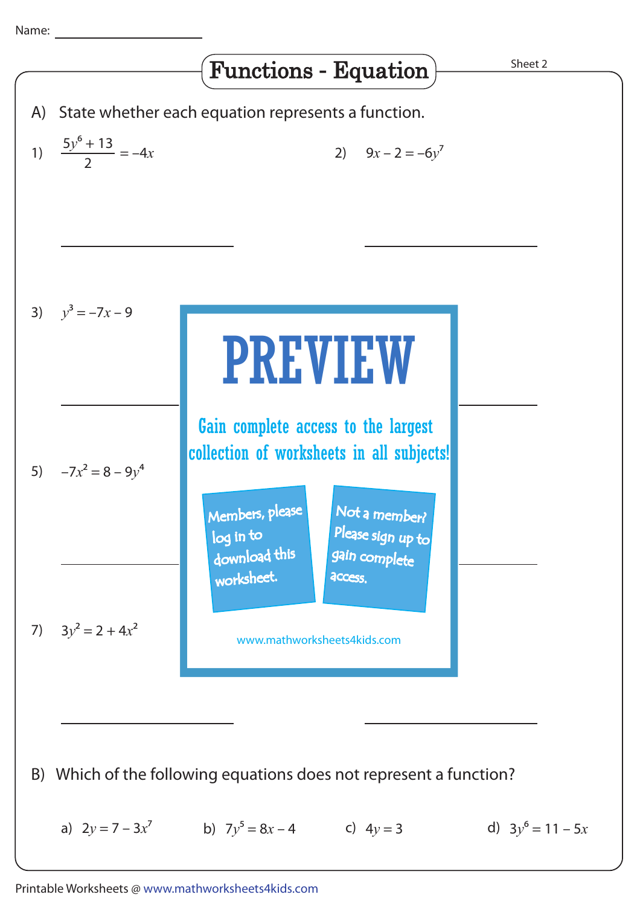Name: ____________________

# Functions - Equation

Sheet 2

A) State whether each equation represents a function.

1) $\dfrac{5y^6 + 13}{2} = -4x$

____________________

2) $9x - 2 = -6y^7$

____________________

3) $y^3 = -7x - 9$

____________________

____________________

5) $-7x^2 = 8 - 9y^4$

____________________

____________________

**PREVIEW**

Gain complete access to the largest collection of worksheets in all subjects!

Members, please log in to download this worksheet.

Not a member? Please sign up to gain complete access.

www.mathworksheets4kids.com

7) $3y^2 = 2 + 4x^2$

____________________

____________________

B) Which of the following equations does not represent a function?

a) $2y = 7 - 3x^7$ b) $7y^5 = 8x - 4$ c) $4y = 3$ d) $3y^6 = 11 - 5x$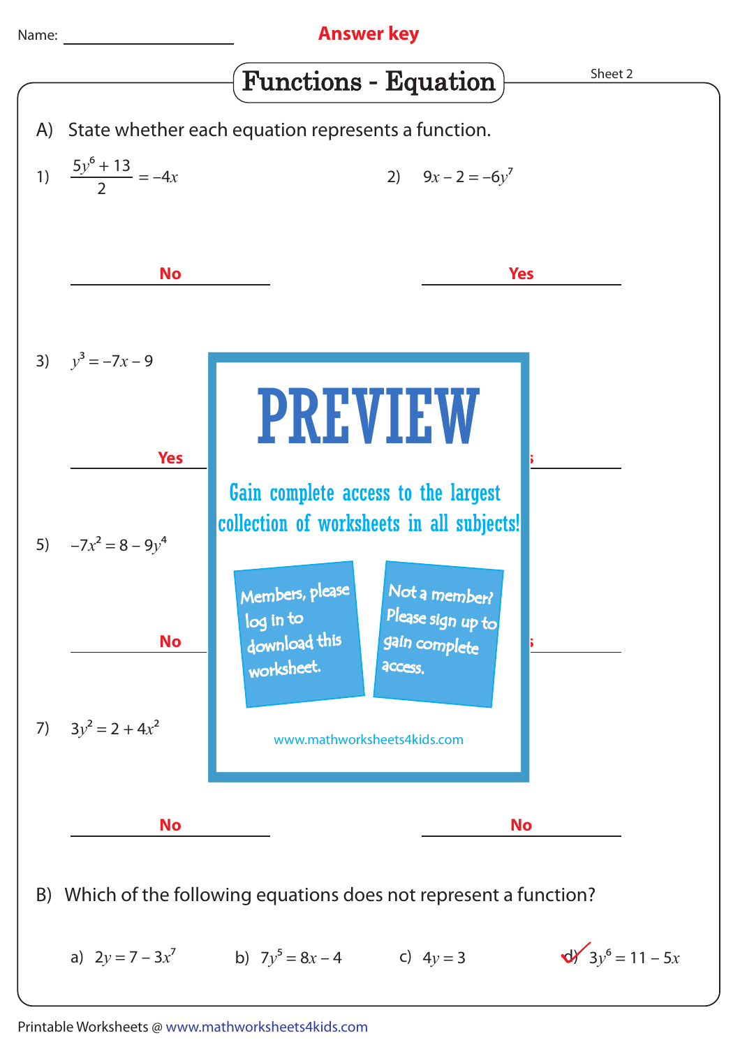Name: ________________ **Answer key**

# Functions - Equation

Sheet 2

A) State whether each equation represents a function.

1) $\dfrac{5y^6 + 13}{2} = -4x$

**No**

2) $9x - 2 = -6y^7$

**Yes**

3) $y^3 = -7x - 9$

**Yes**

PREVIEW

Gain complete access to the largest collection of worksheets in all subjects!

Members, please log in to download this worksheet.

Not a member? Please sign up to gain complete access.

www.mathworksheets4kids.com

5) $-7x^2 = 8 - 9y^4$

**No**

7) $3y^2 = 2 + 4x^2$

**No**

**No**

B) Which of the following equations does not represent a function?

a) $2y = 7 - 3x^7$  b) $7y^5 = 8x - 4$  c) $4y = 3$  d) $3y^6 = 11 - 5x$ ✓

Printable Worksheets @ www.mathworksheets4kids.com